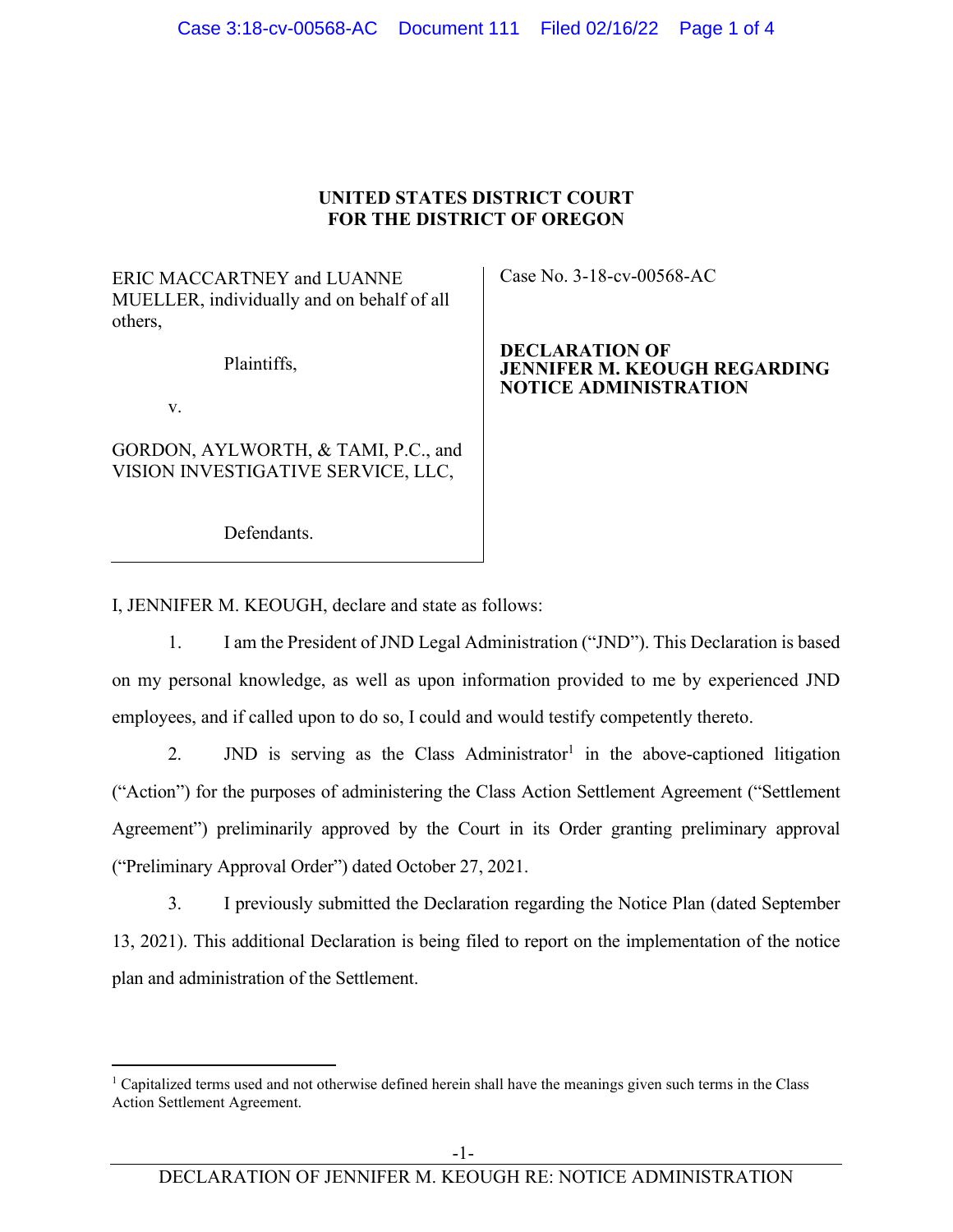**UNITED STATES DISTRICT COURT**
**FOR THE DISTRICT OF OREGON**

| | |
|---|---|
| ERIC MACCARTNEY and LUANNE MUELLER, individually and on behalf of all others,<br><br>Plaintiffs,<br><br>v.<br><br>GORDON, AYLWORTH, & TAMI, P.C., and VISION INVESTIGATIVE SERVICE, LLC,<br><br>Defendants. | Case No. 3-18-cv-00568-AC<br><br>**DECLARATION OF JENNIFER M. KEOUGH REGARDING NOTICE ADMINISTRATION** |

I, JENNIFER M. KEOUGH, declare and state as follows:

1. I am the President of JND Legal Administration ("JND"). This Declaration is based on my personal knowledge, as well as upon information provided to me by experienced JND employees, and if called upon to do so, I could and would testify competently thereto.

2. JND is serving as the Class Administrator[1] in the above-captioned litigation ("Action") for the purposes of administering the Class Action Settlement Agreement ("Settlement Agreement") preliminarily approved by the Court in its Order granting preliminary approval ("Preliminary Approval Order") dated October 27, 2021.

3. I previously submitted the Declaration regarding the Notice Plan (dated September 13, 2021). This additional Declaration is being filed to report on the implementation of the notice plan and administration of the Settlement.

[1] Capitalized terms used and not otherwise defined herein shall have the meanings given such terms in the Class Action Settlement Agreement.

DECLARATION OF JENNIFER M. KEOUGH RE: NOTICE ADMINISTRATION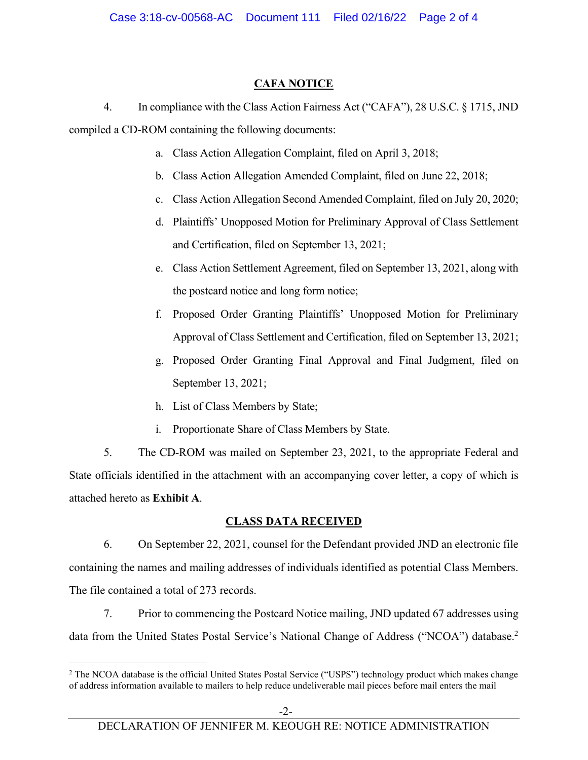## CAFA NOTICE

4. In compliance with the Class Action Fairness Act ("CAFA"), 28 U.S.C. § 1715, JND compiled a CD-ROM containing the following documents:

   a. Class Action Allegation Complaint, filed on April 3, 2018;

   b. Class Action Allegation Amended Complaint, filed on June 22, 2018;

   c. Class Action Allegation Second Amended Complaint, filed on July 20, 2020;

   d. Plaintiffs' Unopposed Motion for Preliminary Approval of Class Settlement and Certification, filed on September 13, 2021;

   e. Class Action Settlement Agreement, filed on September 13, 2021, along with the postcard notice and long form notice;

   f. Proposed Order Granting Plaintiffs' Unopposed Motion for Preliminary Approval of Class Settlement and Certification, filed on September 13, 2021;

   g. Proposed Order Granting Final Approval and Final Judgment, filed on September 13, 2021;

   h. List of Class Members by State;

   i. Proportionate Share of Class Members by State.

5. The CD-ROM was mailed on September 23, 2021, to the appropriate Federal and State officials identified in the attachment with an accompanying cover letter, a copy of which is attached hereto as **Exhibit A**.

## CLASS DATA RECEIVED

6. On September 22, 2021, counsel for the Defendant provided JND an electronic file containing the names and mailing addresses of individuals identified as potential Class Members. The file contained a total of 273 records.

7. Prior to commencing the Postcard Notice mailing, JND updated 67 addresses using data from the United States Postal Service's National Change of Address ("NCOA") database.[2]

---

[2] The NCOA database is the official United States Postal Service ("USPS") technology product which makes change of address information available to mailers to help reduce undeliverable mail pieces before mail enters the mail

DECLARATION OF JENNIFER M. KEOUGH RE: NOTICE ADMINISTRATION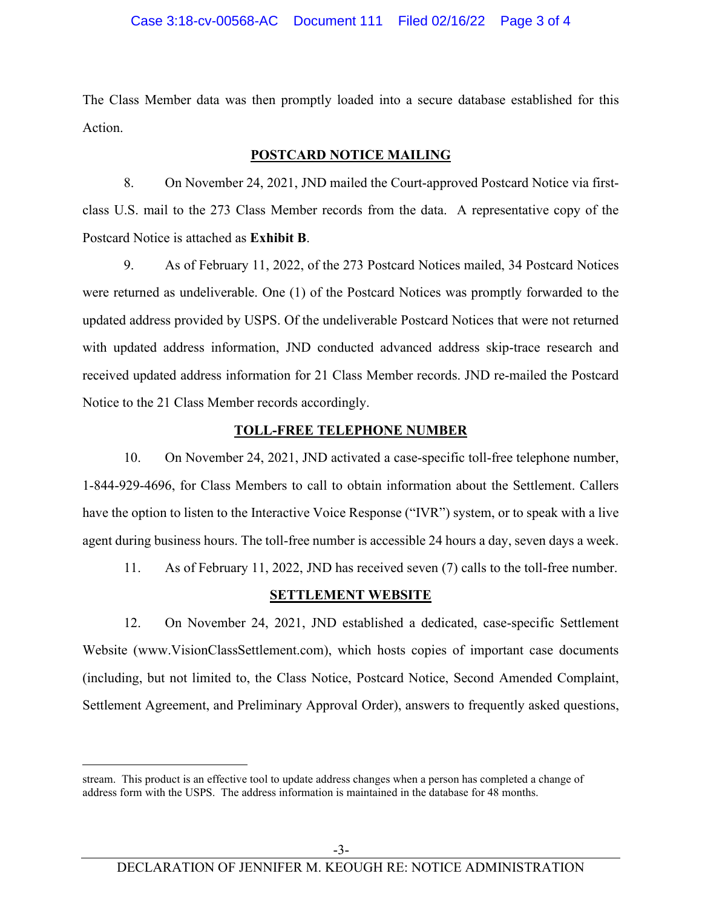The Class Member data was then promptly loaded into a secure database established for this Action.

## POSTCARD NOTICE MAILING

8. On November 24, 2021, JND mailed the Court-approved Postcard Notice via first-class U.S. mail to the 273 Class Member records from the data. A representative copy of the Postcard Notice is attached as **Exhibit B**.

9. As of February 11, 2022, of the 273 Postcard Notices mailed, 34 Postcard Notices were returned as undeliverable. One (1) of the Postcard Notices was promptly forwarded to the updated address provided by USPS. Of the undeliverable Postcard Notices that were not returned with updated address information, JND conducted advanced address skip-trace research and received updated address information for 21 Class Member records. JND re-mailed the Postcard Notice to the 21 Class Member records accordingly.

## TOLL-FREE TELEPHONE NUMBER

10. On November 24, 2021, JND activated a case-specific toll-free telephone number, 1-844-929-4696, for Class Members to call to obtain information about the Settlement. Callers have the option to listen to the Interactive Voice Response ("IVR") system, or to speak with a live agent during business hours. The toll-free number is accessible 24 hours a day, seven days a week.

11. As of February 11, 2022, JND has received seven (7) calls to the toll-free number.

## SETTLEMENT WEBSITE

12. On November 24, 2021, JND established a dedicated, case-specific Settlement Website (www.VisionClassSettlement.com), which hosts copies of important case documents (including, but not limited to, the Class Notice, Postcard Notice, Second Amended Complaint, Settlement Agreement, and Preliminary Approval Order), answers to frequently asked questions,

---

stream. This product is an effective tool to update address changes when a person has completed a change of address form with the USPS. The address information is maintained in the database for 48 months.

DECLARATION OF JENNIFER M. KEOUGH RE: NOTICE ADMINISTRATION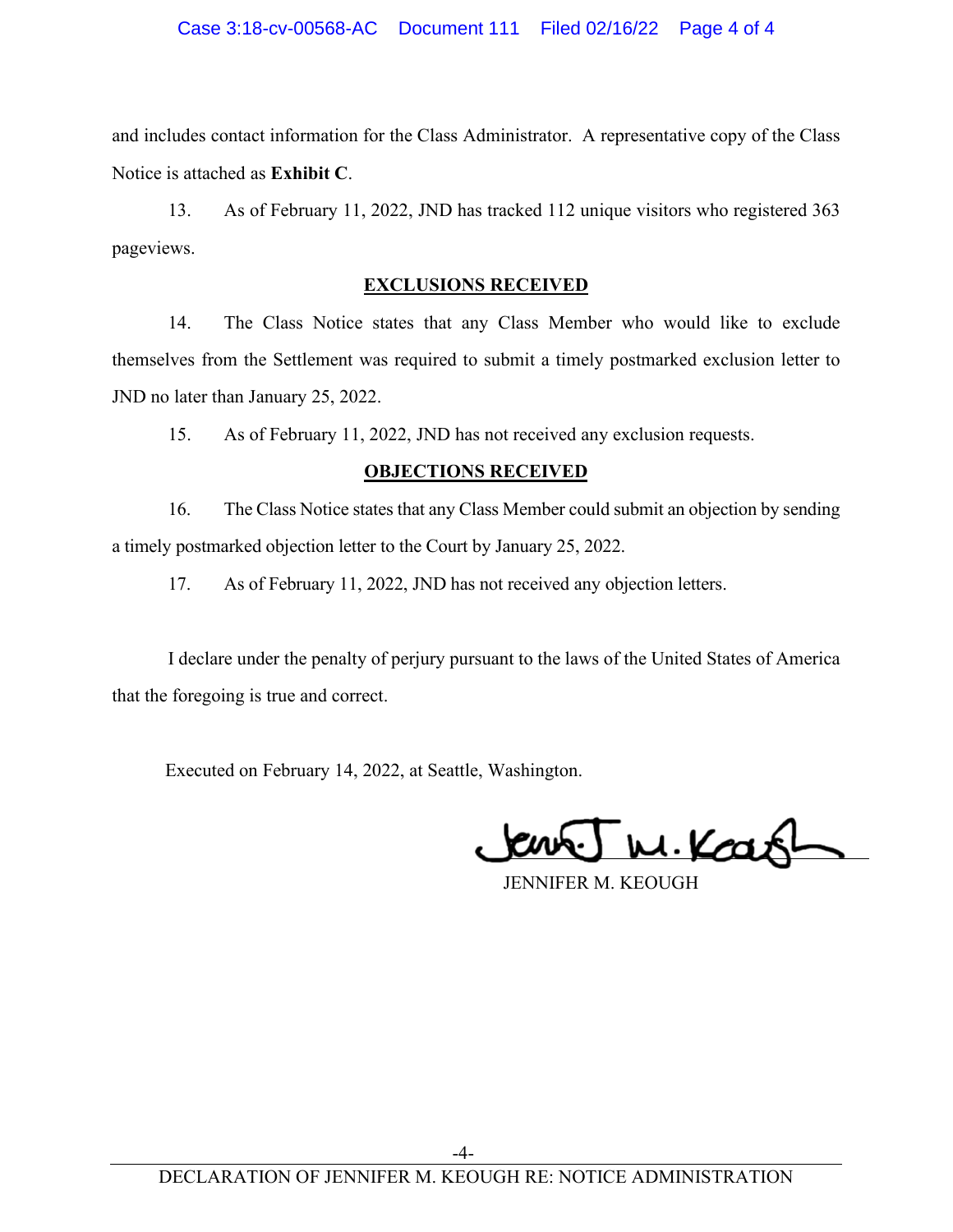and includes contact information for the Class Administrator. A representative copy of the Class Notice is attached as **Exhibit C**.

13. As of February 11, 2022, JND has tracked 112 unique visitors who registered 363 pageviews.

## EXCLUSIONS RECEIVED

14. The Class Notice states that any Class Member who would like to exclude themselves from the Settlement was required to submit a timely postmarked exclusion letter to JND no later than January 25, 2022.

15. As of February 11, 2022, JND has not received any exclusion requests.

## OBJECTIONS RECEIVED

16. The Class Notice states that any Class Member could submit an objection by sending a timely postmarked objection letter to the Court by January 25, 2022.

17. As of February 11, 2022, JND has not received any objection letters.

I declare under the penalty of perjury pursuant to the laws of the United States of America that the foregoing is true and correct.

Executed on February 14, 2022, at Seattle, Washington.

JENNIFER M. KEOUGH

DECLARATION OF JENNIFER M. KEOUGH RE: NOTICE ADMINISTRATION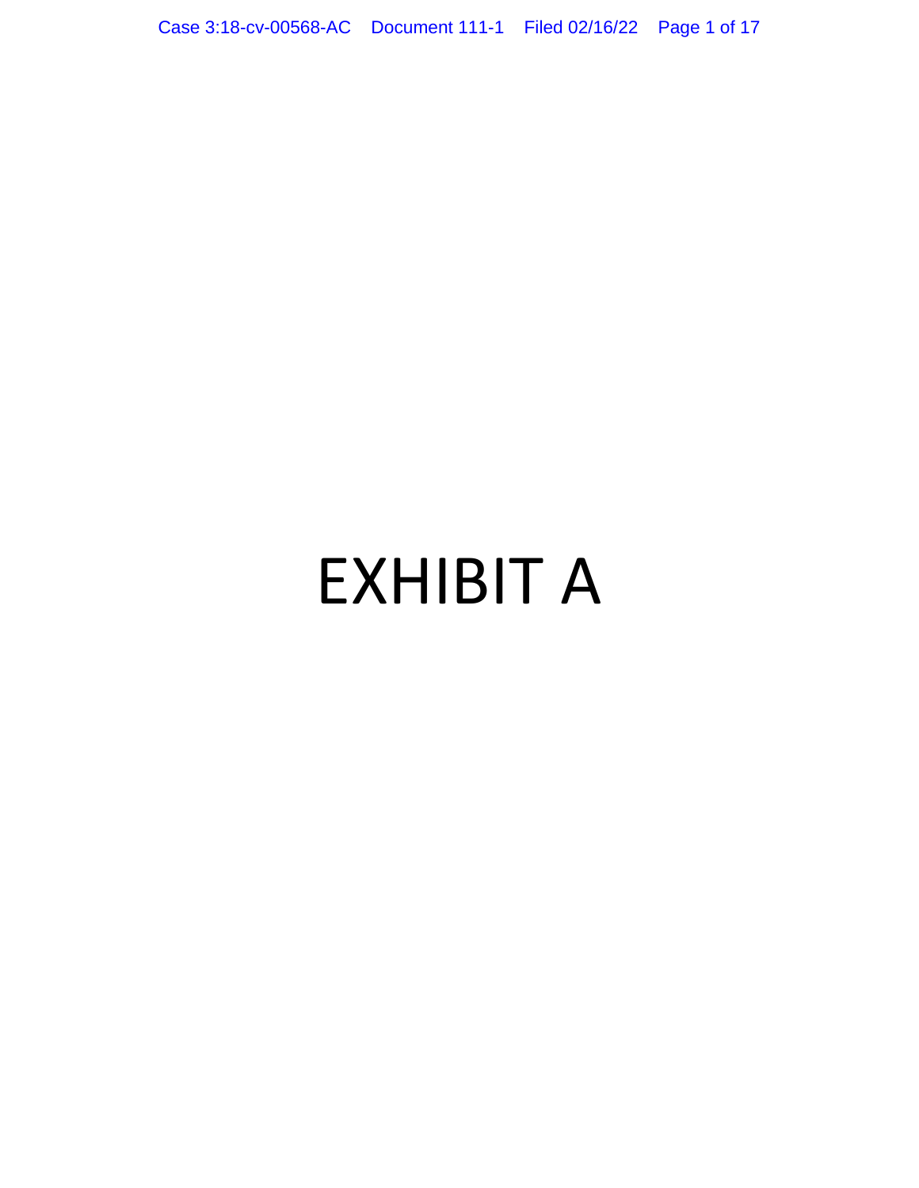# EXHIBIT A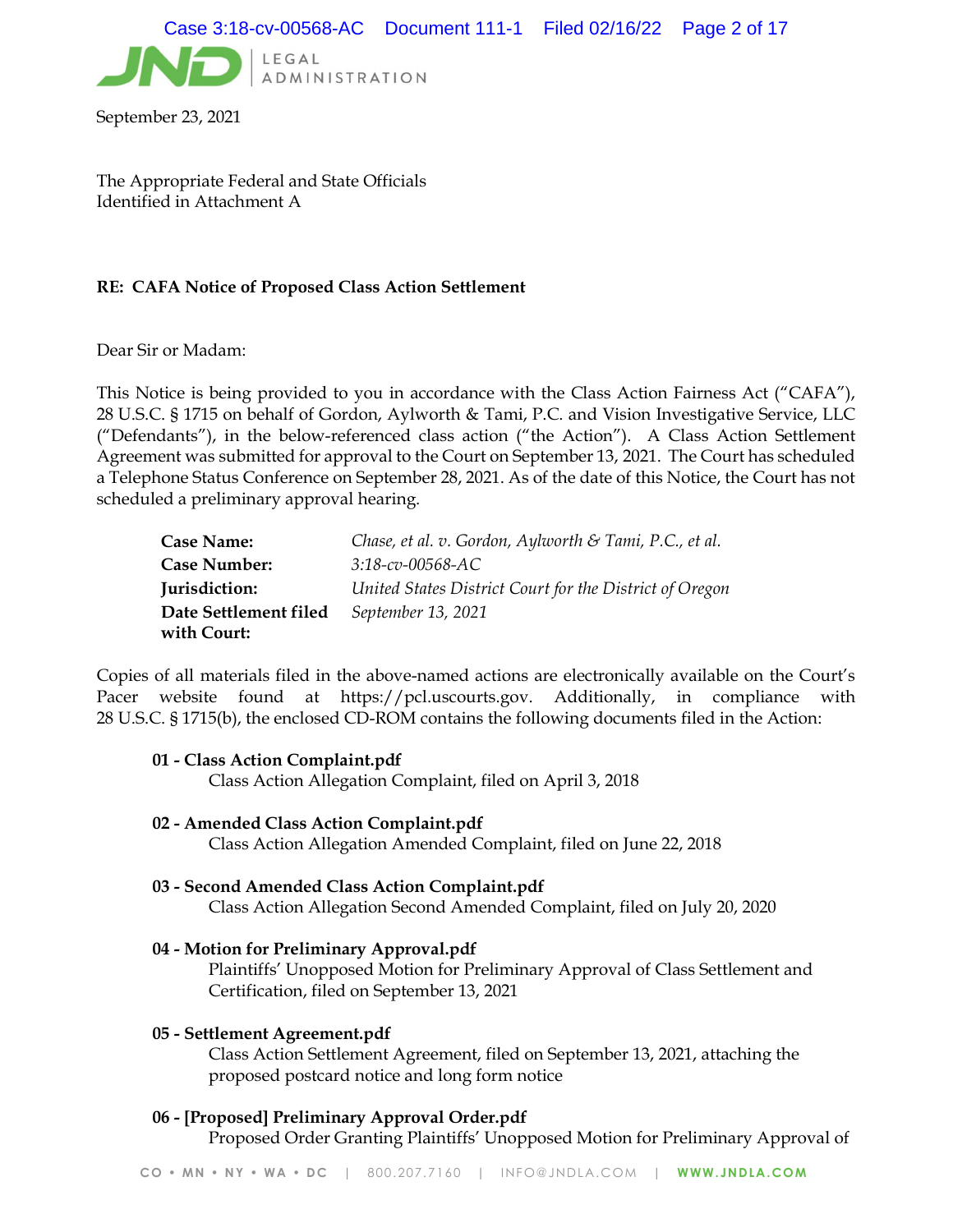September 23, 2021

The Appropriate Federal and State Officials
Identified in Attachment A

**RE: CAFA Notice of Proposed Class Action Settlement**

Dear Sir or Madam:

This Notice is being provided to you in accordance with the Class Action Fairness Act ("CAFA"), 28 U.S.C. § 1715 on behalf of Gordon, Aylworth & Tami, P.C. and Vision Investigative Service, LLC ("Defendants"), in the below-referenced class action ("the Action"). A Class Action Settlement Agreement was submitted for approval to the Court on September 13, 2021. The Court has scheduled a Telephone Status Conference on September 28, 2021. As of the date of this Notice, the Court has not scheduled a preliminary approval hearing.

| | |
|---|---|
| **Case Name:** | *Chase, et al. v. Gordon, Aylworth & Tami, P.C., et al.* |
| **Case Number:** | *3:18-cv-00568-AC* |
| **Jurisdiction:** | *United States District Court for the District of Oregon* |
| **Date Settlement filed with Court:** | *September 13, 2021* |

Copies of all materials filed in the above-named actions are electronically available on the Court's Pacer website found at https://pcl.uscourts.gov. Additionally, in compliance with 28 U.S.C. § 1715(b), the enclosed CD-ROM contains the following documents filed in the Action:

**01 - Class Action Complaint.pdf**
Class Action Allegation Complaint, filed on April 3, 2018

**02 - Amended Class Action Complaint.pdf**
Class Action Allegation Amended Complaint, filed on June 22, 2018

**03 - Second Amended Class Action Complaint.pdf**
Class Action Allegation Second Amended Complaint, filed on July 20, 2020

**04 - Motion for Preliminary Approval.pdf**
Plaintiffs' Unopposed Motion for Preliminary Approval of Class Settlement and Certification, filed on September 13, 2021

**05 - Settlement Agreement.pdf**
Class Action Settlement Agreement, filed on September 13, 2021, attaching the proposed postcard notice and long form notice

**06 - [Proposed] Preliminary Approval Order.pdf**
Proposed Order Granting Plaintiffs' Unopposed Motion for Preliminary Approval of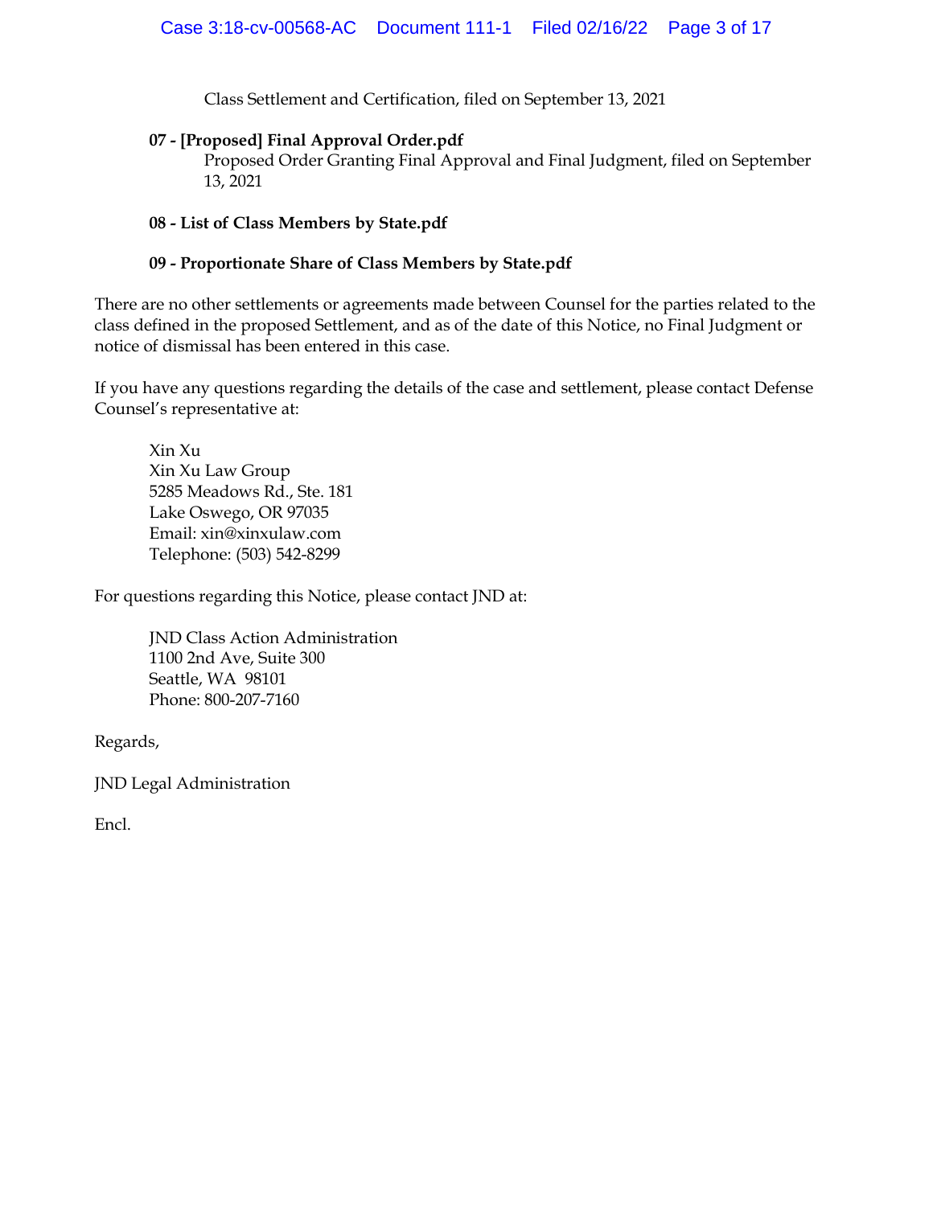Class Settlement and Certification, filed on September 13, 2021

**07 - [Proposed] Final Approval Order.pdf**
Proposed Order Granting Final Approval and Final Judgment, filed on September 13, 2021

**08 - List of Class Members by State.pdf**

**09 - Proportionate Share of Class Members by State.pdf**

There are no other settlements or agreements made between Counsel for the parties related to the class defined in the proposed Settlement, and as of the date of this Notice, no Final Judgment or notice of dismissal has been entered in this case.

If you have any questions regarding the details of the case and settlement, please contact Defense Counsel's representative at:

Xin Xu
Xin Xu Law Group
5285 Meadows Rd., Ste. 181
Lake Oswego, OR 97035
Email: xin@xinxulaw.com
Telephone: (503) 542-8299

For questions regarding this Notice, please contact JND at:

JND Class Action Administration
1100 2nd Ave, Suite 300
Seattle, WA 98101
Phone: 800-207-7160

Regards,

JND Legal Administration

Encl.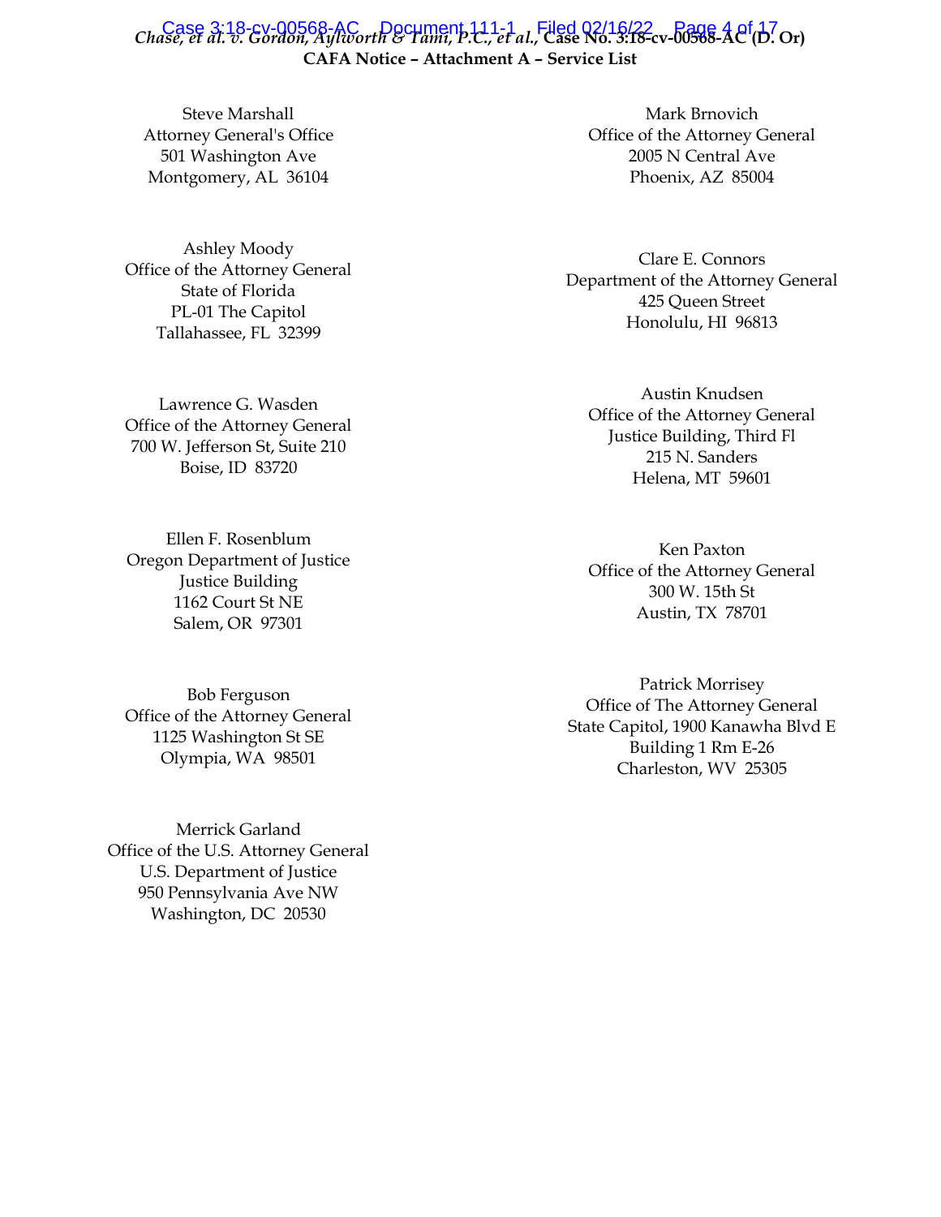**CAFA Notice – Attachment A – Service List**

Steve Marshall
Attorney General's Office
501 Washington Ave
Montgomery, AL 36104

Mark Brnovich
Office of the Attorney General
2005 N Central Ave
Phoenix, AZ 85004

Ashley Moody
Office of the Attorney General
State of Florida
PL-01 The Capitol
Tallahassee, FL 32399

Clare E. Connors
Department of the Attorney General
425 Queen Street
Honolulu, HI 96813

Lawrence G. Wasden
Office of the Attorney General
700 W. Jefferson St, Suite 210
Boise, ID 83720

Austin Knudsen
Office of the Attorney General
Justice Building, Third Fl
215 N. Sanders
Helena, MT 59601

Ellen F. Rosenblum
Oregon Department of Justice
Justice Building
1162 Court St NE
Salem, OR 97301

Ken Paxton
Office of the Attorney General
300 W. 15th St
Austin, TX 78701

Bob Ferguson
Office of the Attorney General
1125 Washington St SE
Olympia, WA 98501

Patrick Morrisey
Office of The Attorney General
State Capitol, 1900 Kanawha Blvd E
Building 1 Rm E-26
Charleston, WV 25305

Merrick Garland
Office of the U.S. Attorney General
U.S. Department of Justice
950 Pennsylvania Ave NW
Washington, DC 20530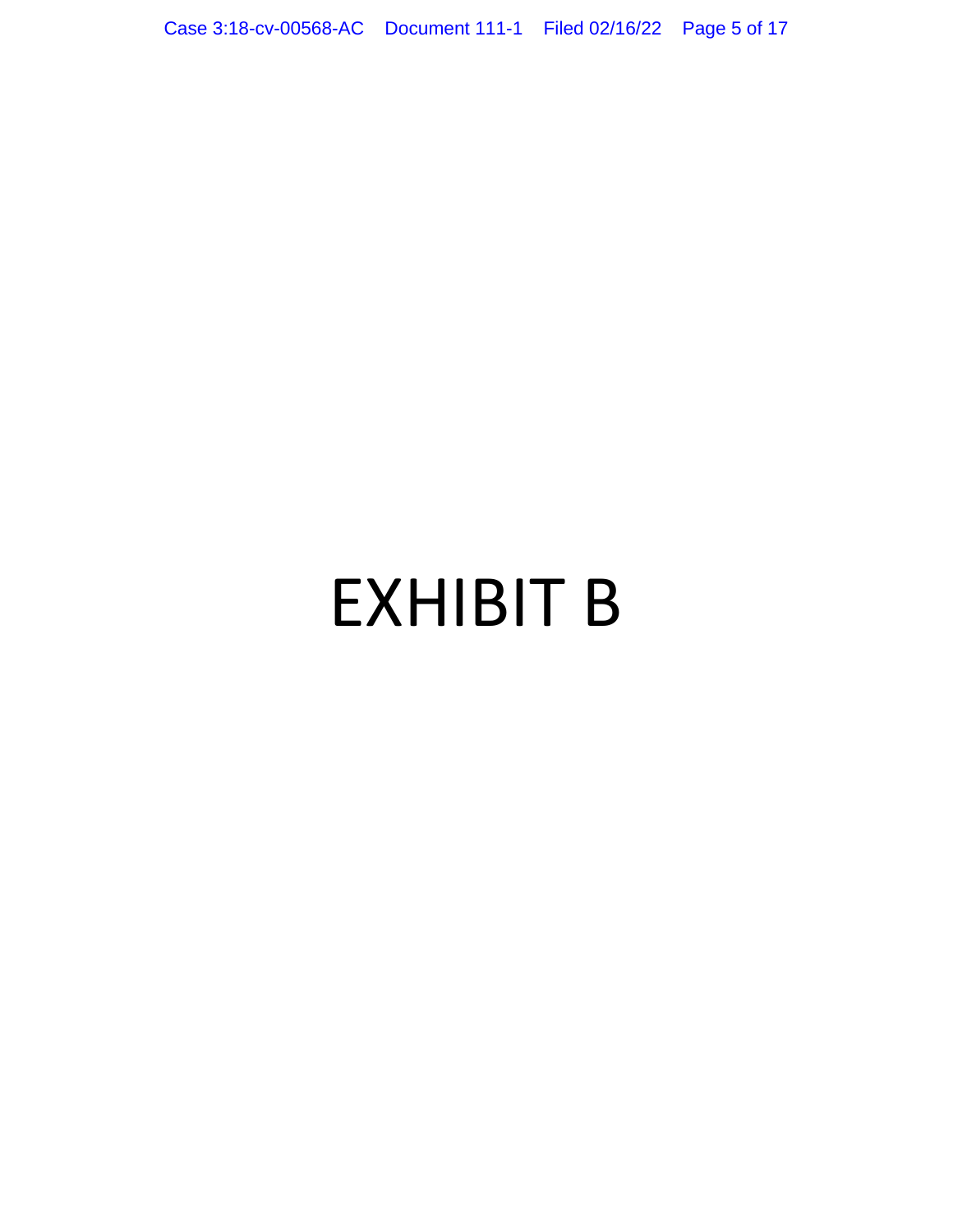# EXHIBIT B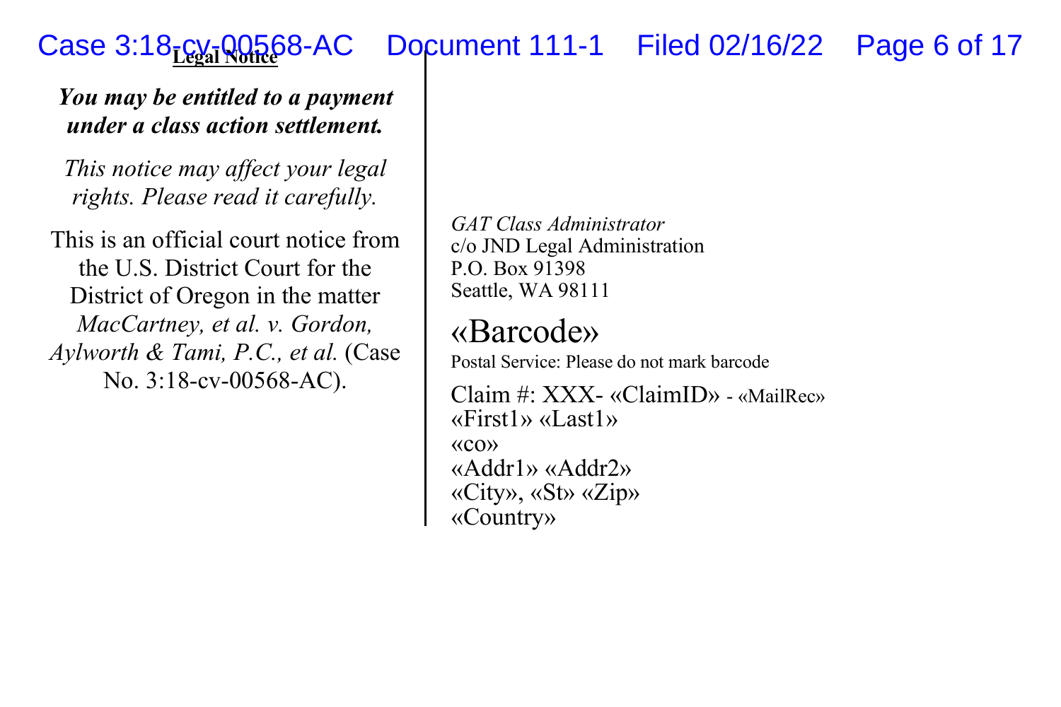**Legal Notice**

***You may be entitled to a payment under a class action settlement.***

*This notice may affect your legal rights. Please read it carefully.*

This is an official court notice from the U.S. District Court for the District of Oregon in the matter *MacCartney, et al. v. Gordon, Aylworth & Tami, P.C., et al.* (Case No. 3:18-cv-00568-AC).

*GAT Class Administrator*
c/o JND Legal Administration
P.O. Box 91398
Seattle, WA 98111

«Barcode»

Postal Service: Please do not mark barcode

Claim #: XXX- «ClaimID» - «MailRec»
«First1» «Last1»
«co»
«Addr1» «Addr2»
«City», «St» «Zip»
«Country»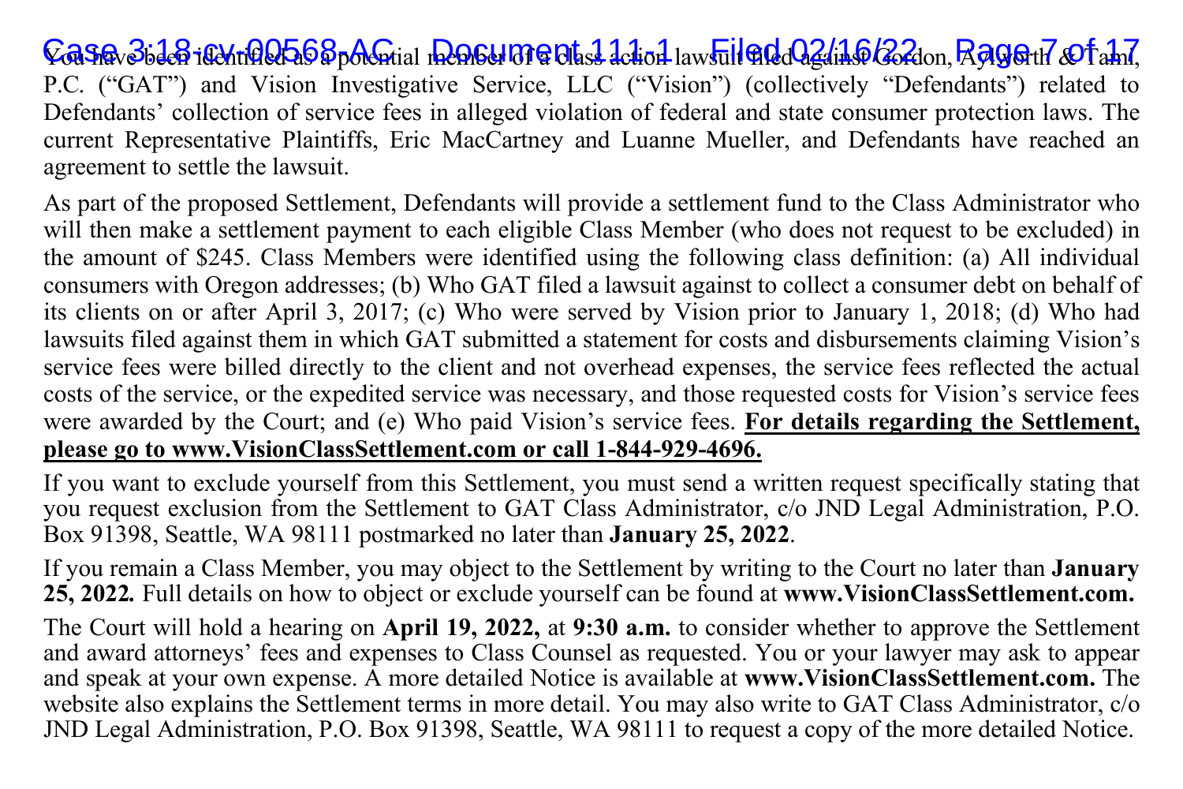You have been identified as a potential member of a class action lawsuit filed against Gordon, Aylworth & Tami, P.C. ("GAT") and Vision Investigative Service, LLC ("Vision") (collectively "Defendants") related to Defendants' collection of service fees in alleged violation of federal and state consumer protection laws. The current Representative Plaintiffs, Eric MacCartney and Luanne Mueller, and Defendants have reached an agreement to settle the lawsuit.

As part of the proposed Settlement, Defendants will provide a settlement fund to the Class Administrator who will then make a settlement payment to each eligible Class Member (who does not request to be excluded) in the amount of $245. Class Members were identified using the following class definition: (a) All individual consumers with Oregon addresses; (b) Who GAT filed a lawsuit against to collect a consumer debt on behalf of its clients on or after April 3, 2017; (c) Who were served by Vision prior to January 1, 2018; (d) Who had lawsuits filed against them in which GAT submitted a statement for costs and disbursements claiming Vision's service fees were billed directly to the client and not overhead expenses, the service fees reflected the actual costs of the service, or the expedited service was necessary, and those requested costs for Vision's service fees were awarded by the Court; and (e) Who paid Vision's service fees. **For details regarding the Settlement, please go to www.VisionClassSettlement.com or call 1-844-929-4696.**

If you want to exclude yourself from this Settlement, you must send a written request specifically stating that you request exclusion from the Settlement to GAT Class Administrator, c/o JND Legal Administration, P.O. Box 91398, Seattle, WA 98111 postmarked no later than **January 25, 2022**.

If you remain a Class Member, you may object to the Settlement by writing to the Court no later than **January 25, 2022.** Full details on how to object or exclude yourself can be found at **www.VisionClassSettlement.com.**

The Court will hold a hearing on **April 19, 2022,** at **9:30 a.m.** to consider whether to approve the Settlement and award attorneys' fees and expenses to Class Counsel as requested. You or your lawyer may ask to appear and speak at your own expense. A more detailed Notice is available at **www.VisionClassSettlement.com.** The website also explains the Settlement terms in more detail. You may also write to GAT Class Administrator, c/o JND Legal Administration, P.O. Box 91398, Seattle, WA 98111 to request a copy of the more detailed Notice.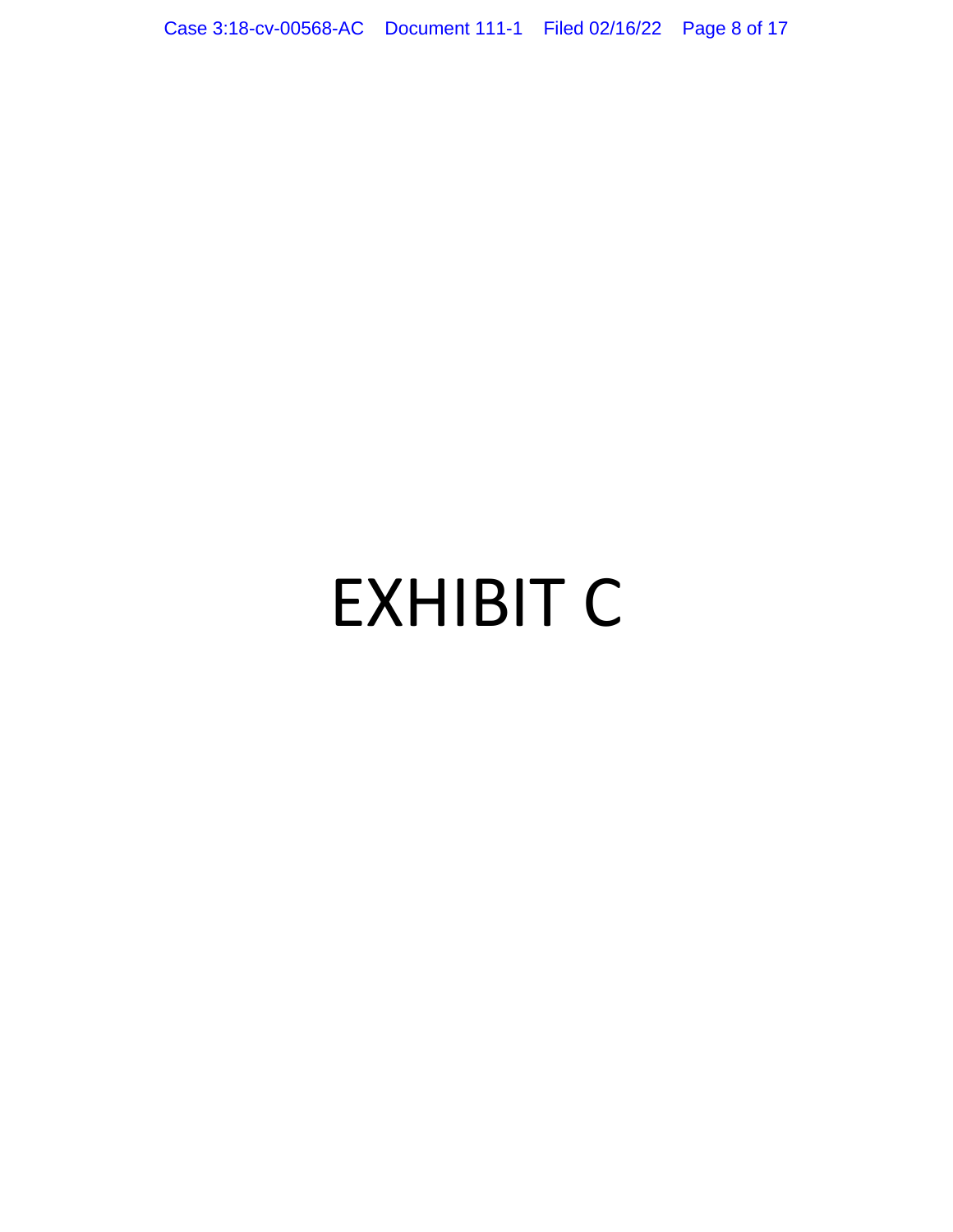# EXHIBIT C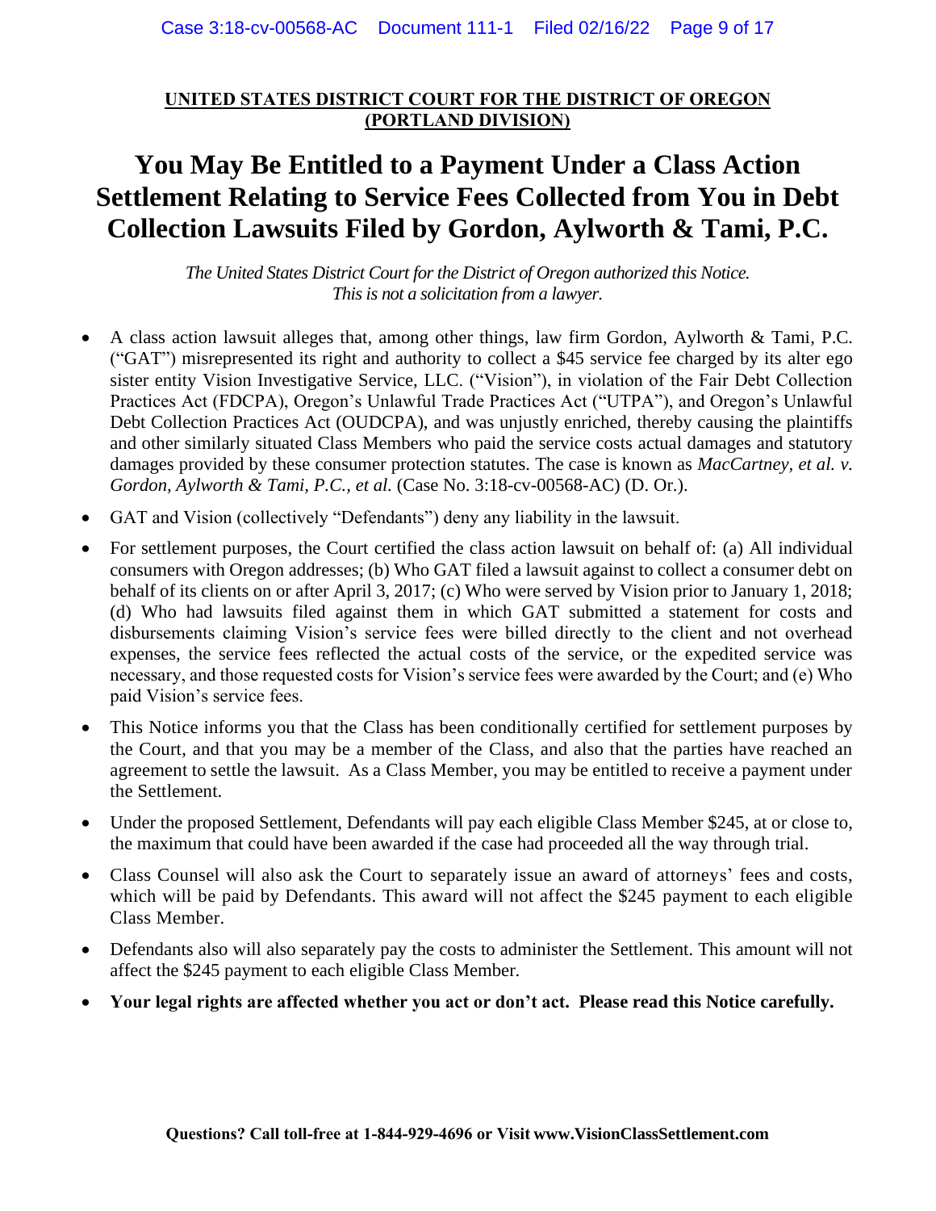**UNITED STATES DISTRICT COURT FOR THE DISTRICT OF OREGON**
**(PORTLAND DIVISION)**

# You May Be Entitled to a Payment Under a Class Action Settlement Relating to Service Fees Collected from You in Debt Collection Lawsuits Filed by Gordon, Aylworth & Tami, P.C.

*The United States District Court for the District of Oregon authorized this Notice.*
*This is not a solicitation from a lawyer.*

- A class action lawsuit alleges that, among other things, law firm Gordon, Aylworth & Tami, P.C. ("GAT") misrepresented its right and authority to collect a $45 service fee charged by its alter ego sister entity Vision Investigative Service, LLC. ("Vision"), in violation of the Fair Debt Collection Practices Act (FDCPA), Oregon's Unlawful Trade Practices Act ("UTPA"), and Oregon's Unlawful Debt Collection Practices Act (OUDCPA), and was unjustly enriched, thereby causing the plaintiffs and other similarly situated Class Members who paid the service costs actual damages and statutory damages provided by these consumer protection statutes. The case is known as *MacCartney, et al. v. Gordon, Aylworth & Tami, P.C., et al.* (Case No. 3:18-cv-00568-AC) (D. Or.).
- GAT and Vision (collectively "Defendants") deny any liability in the lawsuit.
- For settlement purposes, the Court certified the class action lawsuit on behalf of: (a) All individual consumers with Oregon addresses; (b) Who GAT filed a lawsuit against to collect a consumer debt on behalf of its clients on or after April 3, 2017; (c) Who were served by Vision prior to January 1, 2018; (d) Who had lawsuits filed against them in which GAT submitted a statement for costs and disbursements claiming Vision's service fees were billed directly to the client and not overhead expenses, the service fees reflected the actual costs of the service, or the expedited service was necessary, and those requested costs for Vision's service fees were awarded by the Court; and (e) Who paid Vision's service fees.
- This Notice informs you that the Class has been conditionally certified for settlement purposes by the Court, and that you may be a member of the Class, and also that the parties have reached an agreement to settle the lawsuit. As a Class Member, you may be entitled to receive a payment under the Settlement.
- Under the proposed Settlement, Defendants will pay each eligible Class Member $245, at or close to, the maximum that could have been awarded if the case had proceeded all the way through trial.
- Class Counsel will also ask the Court to separately issue an award of attorneys' fees and costs, which will be paid by Defendants. This award will not affect the $245 payment to each eligible Class Member.
- Defendants also will also separately pay the costs to administer the Settlement. This amount will not affect the $245 payment to each eligible Class Member.
- **Your legal rights are affected whether you act or don't act. Please read this Notice carefully.**

**Questions? Call toll-free at 1-844-929-4696 or Visit www.VisionClassSettlement.com**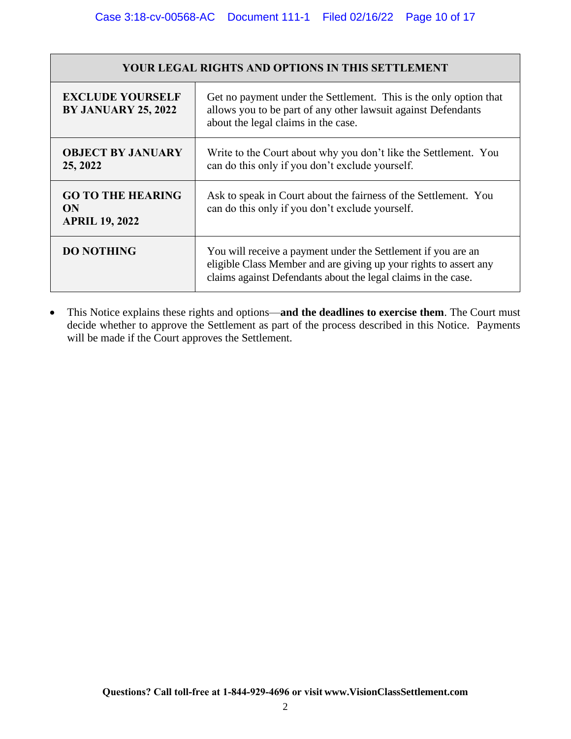| YOUR LEGAL RIGHTS AND OPTIONS IN THIS SETTLEMENT | |
|---|---|
| **EXCLUDE YOURSELF BY JANUARY 25, 2022** | Get no payment under the Settlement. This is the only option that allows you to be part of any other lawsuit against Defendants about the legal claims in the case. |
| **OBJECT BY JANUARY 25, 2022** | Write to the Court about why you don't like the Settlement. You can do this only if you don't exclude yourself. |
| **GO TO THE HEARING ON APRIL 19, 2022** | Ask to speak in Court about the fairness of the Settlement. You can do this only if you don't exclude yourself. |
| **DO NOTHING** | You will receive a payment under the Settlement if you are an eligible Class Member and are giving up your rights to assert any claims against Defendants about the legal claims in the case. |

- This Notice explains these rights and options—**and the deadlines to exercise them**. The Court must decide whether to approve the Settlement as part of the process described in this Notice. Payments will be made if the Court approves the Settlement.

**Questions? Call toll-free at 1-844-929-4696 or visit www.VisionClassSettlement.com**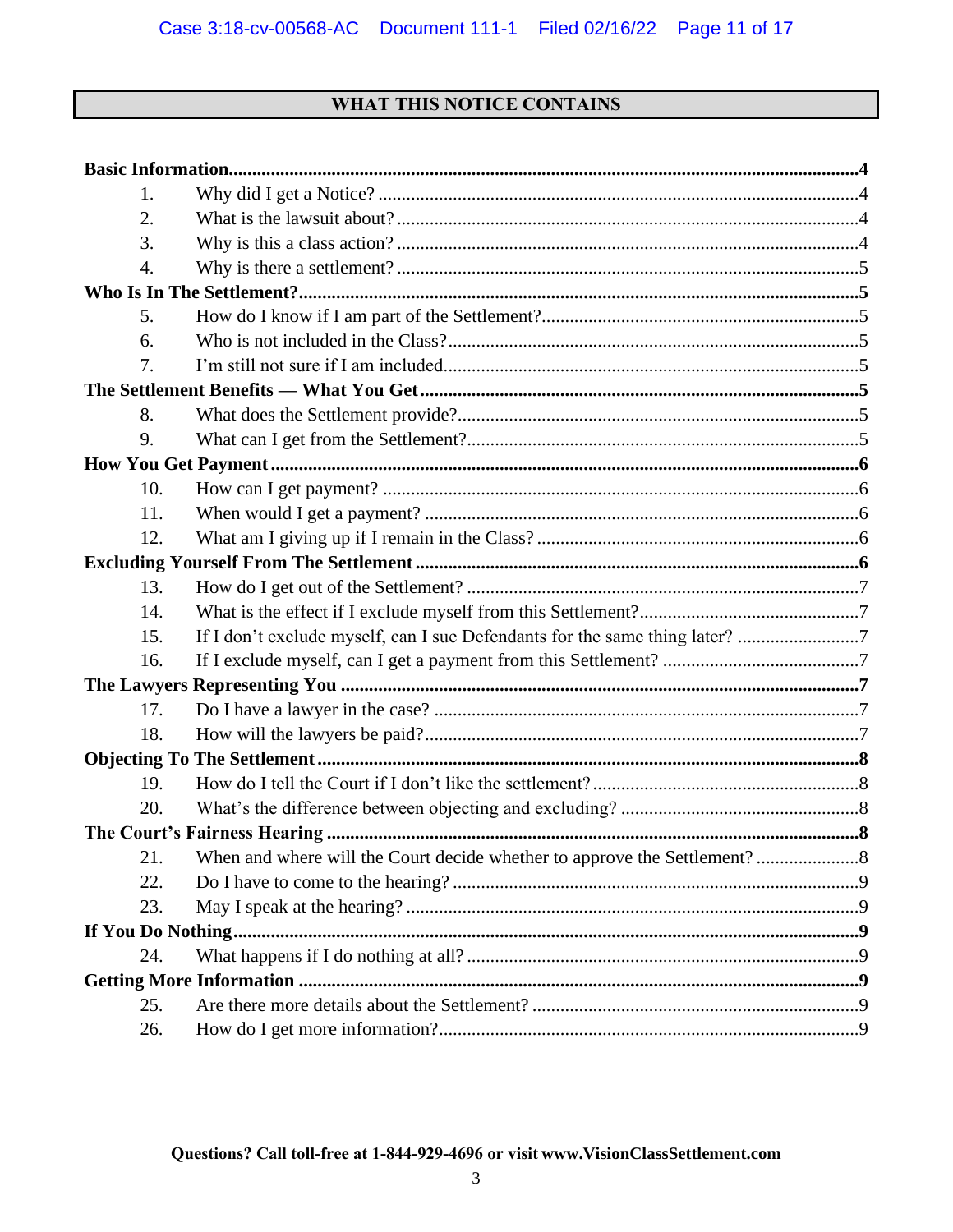## WHAT THIS NOTICE CONTAINS

| | | |
|---|---|---|
| **Basic Information** | | **4** |
| 1. | Why did I get a Notice? | 4 |
| 2. | What is the lawsuit about? | 4 |
| 3. | Why is this a class action? | 4 |
| 4. | Why is there a settlement? | 5 |
| **Who Is In The Settlement?** | | **5** |
| 5. | How do I know if I am part of the Settlement? | 5 |
| 6. | Who is not included in the Class? | 5 |
| 7. | I'm still not sure if I am included | 5 |
| **The Settlement Benefits — What You Get** | | **5** |
| 8. | What does the Settlement provide? | 5 |
| 9. | What can I get from the Settlement? | 5 |
| **How You Get Payment** | | **6** |
| 10. | How can I get payment? | 6 |
| 11. | When would I get a payment? | 6 |
| 12. | What am I giving up if I remain in the Class? | 6 |
| **Excluding Yourself From The Settlement** | | **6** |
| 13. | How do I get out of the Settlement? | 7 |
| 14. | What is the effect if I exclude myself from this Settlement? | 7 |
| 15. | If I don't exclude myself, can I sue Defendants for the same thing later? | 7 |
| 16. | If I exclude myself, can I get a payment from this Settlement? | 7 |
| **The Lawyers Representing You** | | **7** |
| 17. | Do I have a lawyer in the case? | 7 |
| 18. | How will the lawyers be paid? | 7 |
| **Objecting To The Settlement** | | **8** |
| 19. | How do I tell the Court if I don't like the settlement? | 8 |
| 20. | What's the difference between objecting and excluding? | 8 |
| **The Court's Fairness Hearing** | | **8** |
| 21. | When and where will the Court decide whether to approve the Settlement? | 8 |
| 22. | Do I have to come to the hearing? | 9 |
| 23. | May I speak at the hearing? | 9 |
| **If You Do Nothing** | | **9** |
| 24. | What happens if I do nothing at all? | 9 |
| **Getting More Information** | | **9** |
| 25. | Are there more details about the Settlement? | 9 |
| 26. | How do I get more information? | 9 |

**Questions? Call toll-free at 1-844-929-4696 or visit www.VisionClassSettlement.com**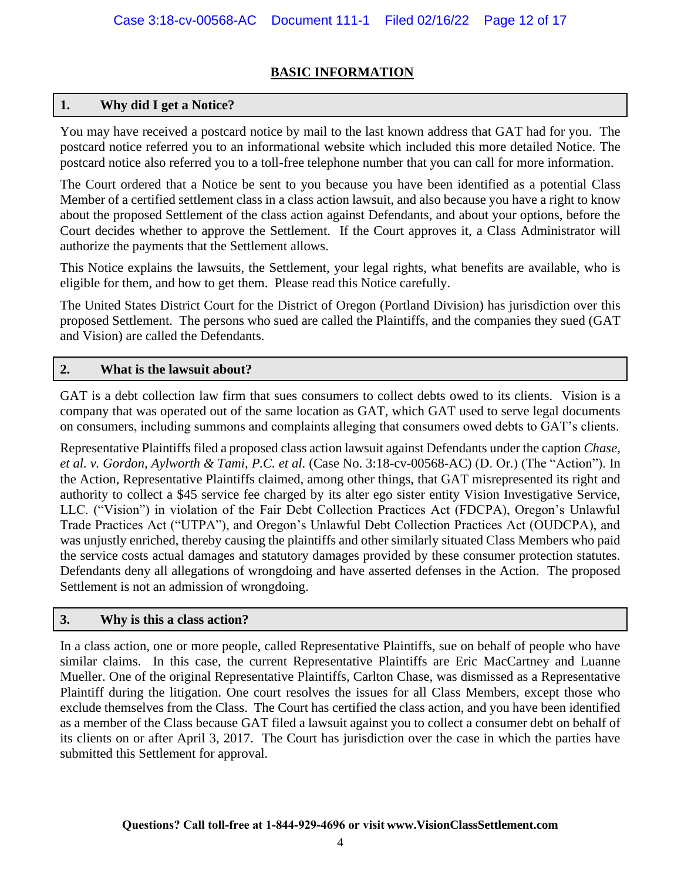## BASIC INFORMATION

### 1. Why did I get a Notice?

You may have received a postcard notice by mail to the last known address that GAT had for you. The postcard notice referred you to an informational website which included this more detailed Notice. The postcard notice also referred you to a toll-free telephone number that you can call for more information.

The Court ordered that a Notice be sent to you because you have been identified as a potential Class Member of a certified settlement class in a class action lawsuit, and also because you have a right to know about the proposed Settlement of the class action against Defendants, and about your options, before the Court decides whether to approve the Settlement. If the Court approves it, a Class Administrator will authorize the payments that the Settlement allows.

This Notice explains the lawsuits, the Settlement, your legal rights, what benefits are available, who is eligible for them, and how to get them. Please read this Notice carefully.

The United States District Court for the District of Oregon (Portland Division) has jurisdiction over this proposed Settlement. The persons who sued are called the Plaintiffs, and the companies they sued (GAT and Vision) are called the Defendants.

### 2. What is the lawsuit about?

GAT is a debt collection law firm that sues consumers to collect debts owed to its clients. Vision is a company that was operated out of the same location as GAT, which GAT used to serve legal documents on consumers, including summons and complaints alleging that consumers owed debts to GAT's clients.

Representative Plaintiffs filed a proposed class action lawsuit against Defendants under the caption *Chase, et al. v. Gordon, Aylworth & Tami, P.C. et al.* (Case No. 3:18-cv-00568-AC) (D. Or.) (The "Action"). In the Action, Representative Plaintiffs claimed, among other things, that GAT misrepresented its right and authority to collect a $45 service fee charged by its alter ego sister entity Vision Investigative Service, LLC. ("Vision") in violation of the Fair Debt Collection Practices Act (FDCPA), Oregon's Unlawful Trade Practices Act ("UTPA"), and Oregon's Unlawful Debt Collection Practices Act (OUDCPA), and was unjustly enriched, thereby causing the plaintiffs and other similarly situated Class Members who paid the service costs actual damages and statutory damages provided by these consumer protection statutes. Defendants deny all allegations of wrongdoing and have asserted defenses in the Action. The proposed Settlement is not an admission of wrongdoing.

### 3. Why is this a class action?

In a class action, one or more people, called Representative Plaintiffs, sue on behalf of people who have similar claims. In this case, the current Representative Plaintiffs are Eric MacCartney and Luanne Mueller. One of the original Representative Plaintiffs, Carlton Chase, was dismissed as a Representative Plaintiff during the litigation. One court resolves the issues for all Class Members, except those who exclude themselves from the Class. The Court has certified the class action, and you have been identified as a member of the Class because GAT filed a lawsuit against you to collect a consumer debt on behalf of its clients on or after April 3, 2017. The Court has jurisdiction over the case in which the parties have submitted this Settlement for approval.

**Questions? Call toll-free at 1-844-929-4696 or visit www.VisionClassSettlement.com**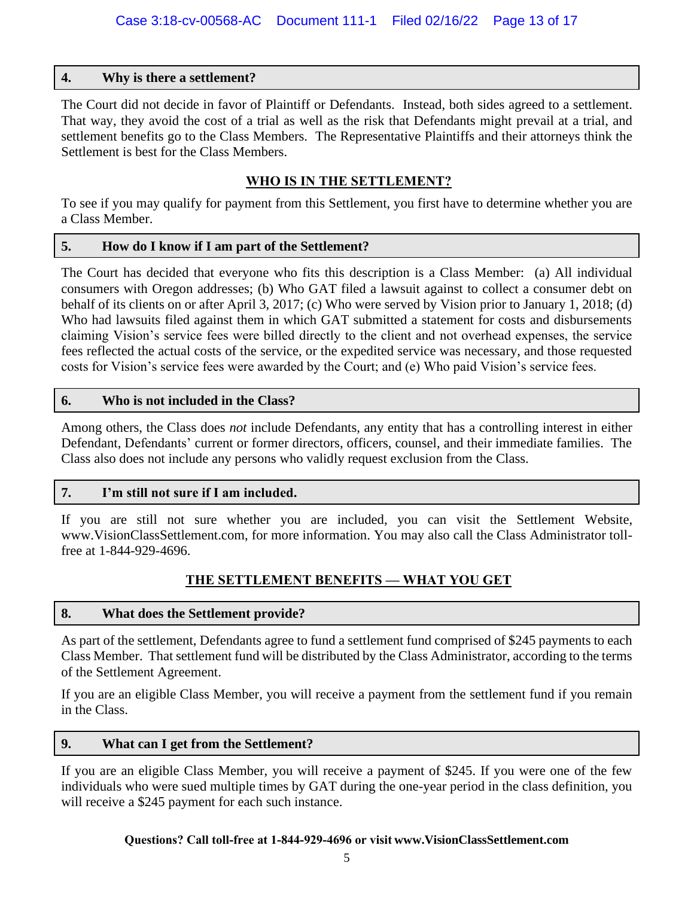### 4. Why is there a settlement?

The Court did not decide in favor of Plaintiff or Defendants. Instead, both sides agreed to a settlement. That way, they avoid the cost of a trial as well as the risk that Defendants might prevail at a trial, and settlement benefits go to the Class Members. The Representative Plaintiffs and their attorneys think the Settlement is best for the Class Members.

## WHO IS IN THE SETTLEMENT?

To see if you may qualify for payment from this Settlement, you first have to determine whether you are a Class Member.

### 5. How do I know if I am part of the Settlement?

The Court has decided that everyone who fits this description is a Class Member: (a) All individual consumers with Oregon addresses; (b) Who GAT filed a lawsuit against to collect a consumer debt on behalf of its clients on or after April 3, 2017; (c) Who were served by Vision prior to January 1, 2018; (d) Who had lawsuits filed against them in which GAT submitted a statement for costs and disbursements claiming Vision's service fees were billed directly to the client and not overhead expenses, the service fees reflected the actual costs of the service, or the expedited service was necessary, and those requested costs for Vision's service fees were awarded by the Court; and (e) Who paid Vision's service fees.

### 6. Who is not included in the Class?

Among others, the Class does *not* include Defendants, any entity that has a controlling interest in either Defendant, Defendants' current or former directors, officers, counsel, and their immediate families. The Class also does not include any persons who validly request exclusion from the Class.

### 7. I'm still not sure if I am included.

If you are still not sure whether you are included, you can visit the Settlement Website, www.VisionClassSettlement.com, for more information. You may also call the Class Administrator toll-free at 1-844-929-4696.

## THE SETTLEMENT BENEFITS — WHAT YOU GET

### 8. What does the Settlement provide?

As part of the settlement, Defendants agree to fund a settlement fund comprised of $245 payments to each Class Member. That settlement fund will be distributed by the Class Administrator, according to the terms of the Settlement Agreement.

If you are an eligible Class Member, you will receive a payment from the settlement fund if you remain in the Class.

### 9. What can I get from the Settlement?

If you are an eligible Class Member, you will receive a payment of $245. If you were one of the few individuals who were sued multiple times by GAT during the one-year period in the class definition, you will receive a $245 payment for each such instance.

**Questions? Call toll-free at 1-844-929-4696 or visit www.VisionClassSettlement.com**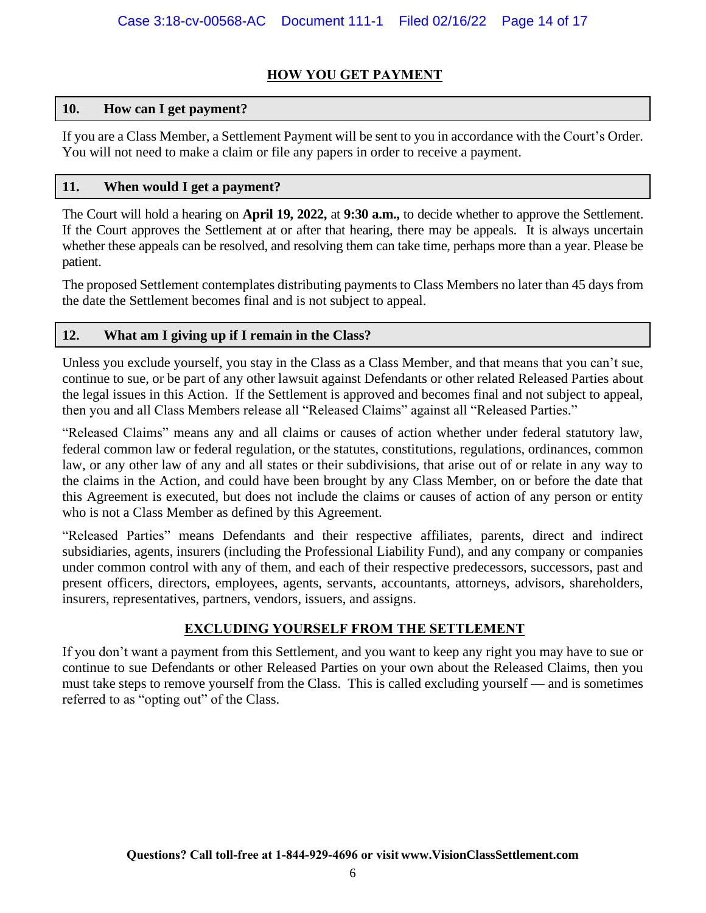## HOW YOU GET PAYMENT

### 10. How can I get payment?

If you are a Class Member, a Settlement Payment will be sent to you in accordance with the Court's Order. You will not need to make a claim or file any papers in order to receive a payment.

### 11. When would I get a payment?

The Court will hold a hearing on **April 19, 2022,** at **9:30 a.m.,** to decide whether to approve the Settlement. If the Court approves the Settlement at or after that hearing, there may be appeals. It is always uncertain whether these appeals can be resolved, and resolving them can take time, perhaps more than a year. Please be patient.

The proposed Settlement contemplates distributing payments to Class Members no later than 45 days from the date the Settlement becomes final and is not subject to appeal.

### 12. What am I giving up if I remain in the Class?

Unless you exclude yourself, you stay in the Class as a Class Member, and that means that you can't sue, continue to sue, or be part of any other lawsuit against Defendants or other related Released Parties about the legal issues in this Action. If the Settlement is approved and becomes final and not subject to appeal, then you and all Class Members release all "Released Claims" against all "Released Parties."

"Released Claims" means any and all claims or causes of action whether under federal statutory law, federal common law or federal regulation, or the statutes, constitutions, regulations, ordinances, common law, or any other law of any and all states or their subdivisions, that arise out of or relate in any way to the claims in the Action, and could have been brought by any Class Member, on or before the date that this Agreement is executed, but does not include the claims or causes of action of any person or entity who is not a Class Member as defined by this Agreement.

"Released Parties" means Defendants and their respective affiliates, parents, direct and indirect subsidiaries, agents, insurers (including the Professional Liability Fund), and any company or companies under common control with any of them, and each of their respective predecessors, successors, past and present officers, directors, employees, agents, servants, accountants, attorneys, advisors, shareholders, insurers, representatives, partners, vendors, issuers, and assigns.

## EXCLUDING YOURSELF FROM THE SETTLEMENT

If you don't want a payment from this Settlement, and you want to keep any right you may have to sue or continue to sue Defendants or other Released Parties on your own about the Released Claims, then you must take steps to remove yourself from the Class. This is called excluding yourself — and is sometimes referred to as "opting out" of the Class.

**Questions? Call toll-free at 1-844-929-4696 or visit www.VisionClassSettlement.com**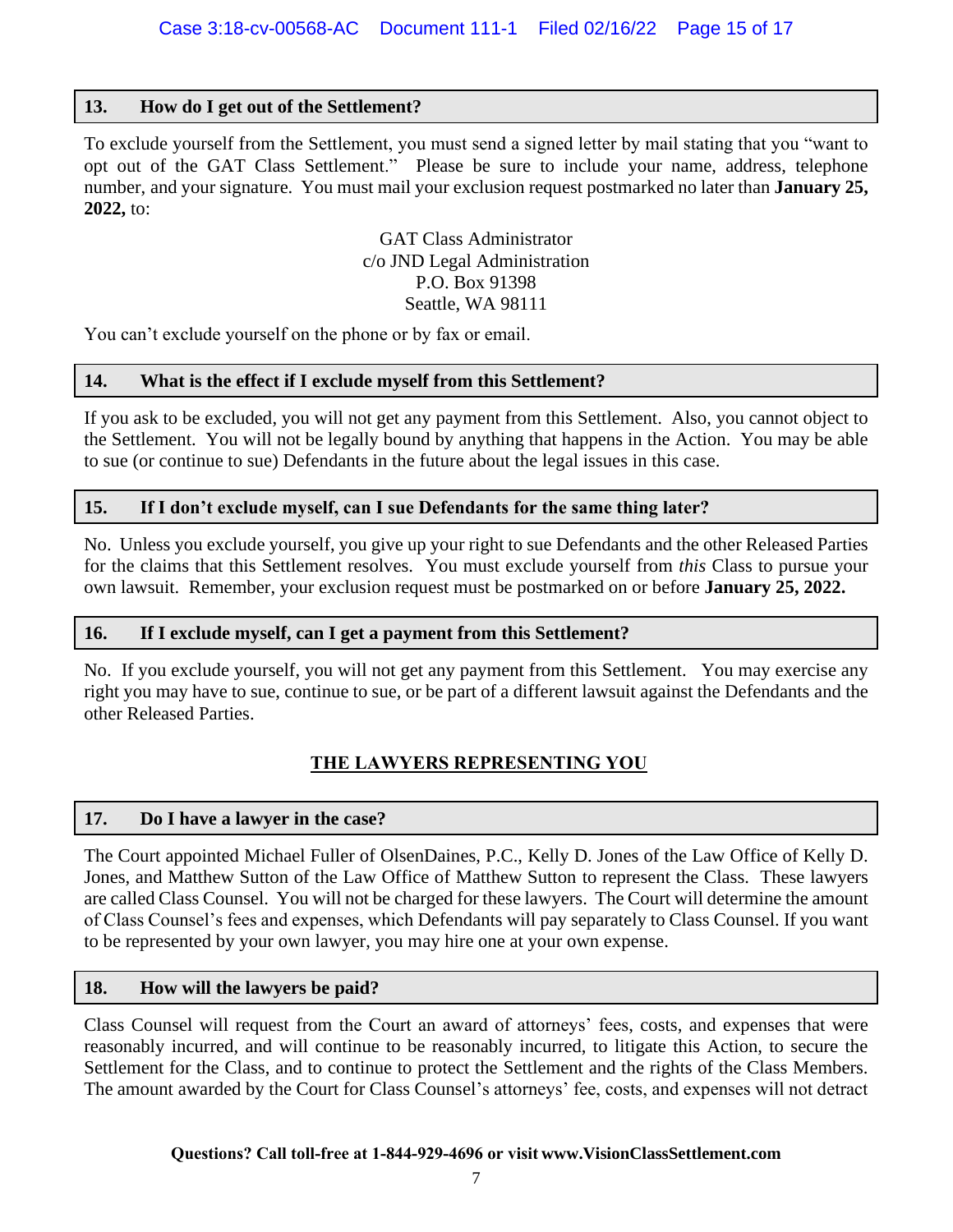### 13. How do I get out of the Settlement?

To exclude yourself from the Settlement, you must send a signed letter by mail stating that you "want to opt out of the GAT Class Settlement." Please be sure to include your name, address, telephone number, and your signature. You must mail your exclusion request postmarked no later than **January 25, 2022,** to:

GAT Class Administrator
c/o JND Legal Administration
P.O. Box 91398
Seattle, WA 98111

You can't exclude yourself on the phone or by fax or email.

### 14. What is the effect if I exclude myself from this Settlement?

If you ask to be excluded, you will not get any payment from this Settlement. Also, you cannot object to the Settlement. You will not be legally bound by anything that happens in the Action. You may be able to sue (or continue to sue) Defendants in the future about the legal issues in this case.

### 15. If I don't exclude myself, can I sue Defendants for the same thing later?

No. Unless you exclude yourself, you give up your right to sue Defendants and the other Released Parties for the claims that this Settlement resolves. You must exclude yourself from *this* Class to pursue your own lawsuit. Remember, your exclusion request must be postmarked on or before **January 25, 2022.**

### 16. If I exclude myself, can I get a payment from this Settlement?

No. If you exclude yourself, you will not get any payment from this Settlement. You may exercise any right you may have to sue, continue to sue, or be part of a different lawsuit against the Defendants and the other Released Parties.

## THE LAWYERS REPRESENTING YOU

### 17. Do I have a lawyer in the case?

The Court appointed Michael Fuller of OlsenDaines, P.C., Kelly D. Jones of the Law Office of Kelly D. Jones, and Matthew Sutton of the Law Office of Matthew Sutton to represent the Class. These lawyers are called Class Counsel. You will not be charged for these lawyers. The Court will determine the amount of Class Counsel's fees and expenses, which Defendants will pay separately to Class Counsel. If you want to be represented by your own lawyer, you may hire one at your own expense.

### 18. How will the lawyers be paid?

Class Counsel will request from the Court an award of attorneys' fees, costs, and expenses that were reasonably incurred, and will continue to be reasonably incurred, to litigate this Action, to secure the Settlement for the Class, and to continue to protect the Settlement and the rights of the Class Members. The amount awarded by the Court for Class Counsel's attorneys' fee, costs, and expenses will not detract

**Questions? Call toll-free at 1-844-929-4696 or visit www.VisionClassSettlement.com**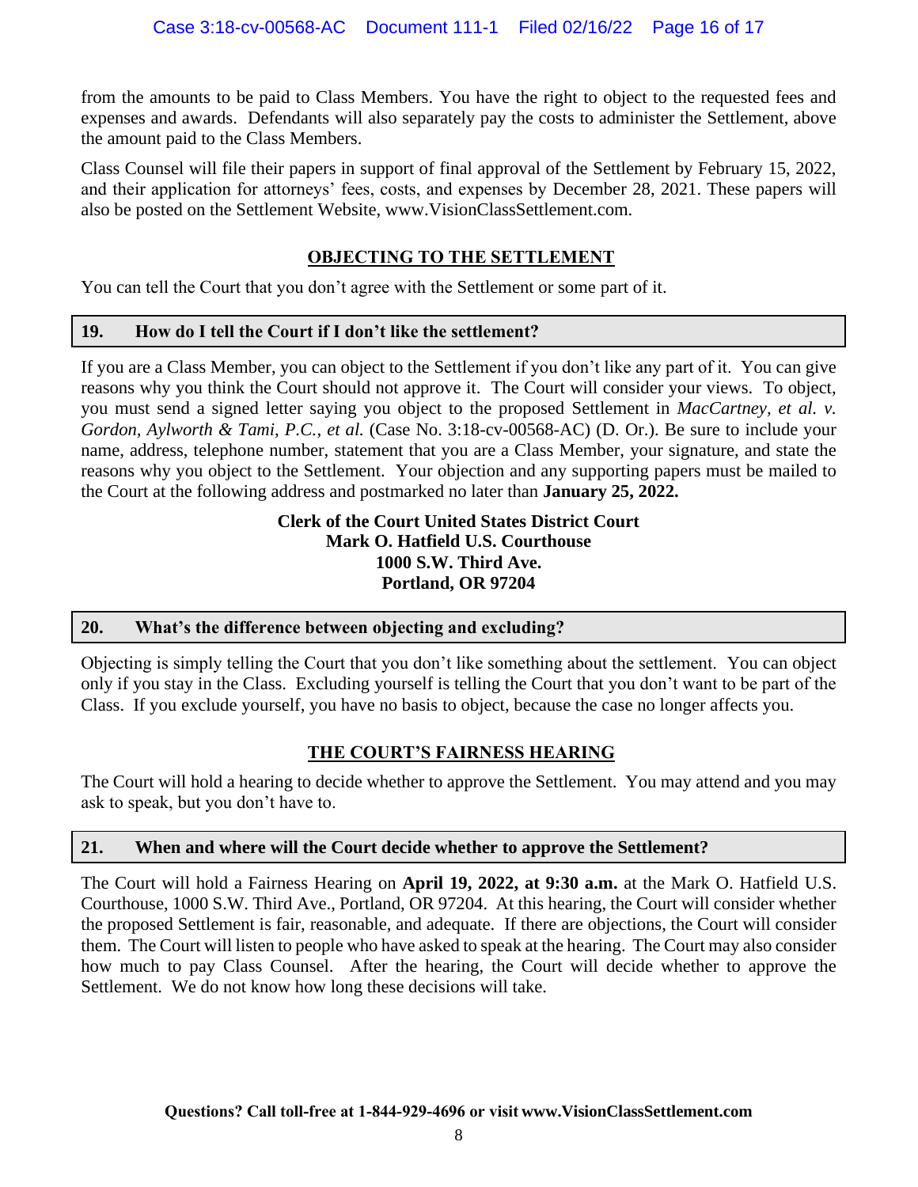from the amounts to be paid to Class Members. You have the right to object to the requested fees and expenses and awards. Defendants will also separately pay the costs to administer the Settlement, above the amount paid to the Class Members.

Class Counsel will file their papers in support of final approval of the Settlement by February 15, 2022, and their application for attorneys' fees, costs, and expenses by December 28, 2021. These papers will also be posted on the Settlement Website, www.VisionClassSettlement.com.

## OBJECTING TO THE SETTLEMENT

You can tell the Court that you don't agree with the Settlement or some part of it.

### 19. How do I tell the Court if I don't like the settlement?

If you are a Class Member, you can object to the Settlement if you don't like any part of it. You can give reasons why you think the Court should not approve it. The Court will consider your views. To object, you must send a signed letter saying you object to the proposed Settlement in *MacCartney, et al. v. Gordon, Aylworth & Tami, P.C., et al.* (Case No. 3:18-cv-00568-AC) (D. Or.). Be sure to include your name, address, telephone number, statement that you are a Class Member, your signature, and state the reasons why you object to the Settlement. Your objection and any supporting papers must be mailed to the Court at the following address and postmarked no later than **January 25, 2022.**

**Clerk of the Court United States District Court**
**Mark O. Hatfield U.S. Courthouse**
**1000 S.W. Third Ave.**
**Portland, OR 97204**

### 20. What's the difference between objecting and excluding?

Objecting is simply telling the Court that you don't like something about the settlement. You can object only if you stay in the Class. Excluding yourself is telling the Court that you don't want to be part of the Class. If you exclude yourself, you have no basis to object, because the case no longer affects you.

## THE COURT'S FAIRNESS HEARING

The Court will hold a hearing to decide whether to approve the Settlement. You may attend and you may ask to speak, but you don't have to.

### 21. When and where will the Court decide whether to approve the Settlement?

The Court will hold a Fairness Hearing on **April 19, 2022, at 9:30 a.m.** at the Mark O. Hatfield U.S. Courthouse, 1000 S.W. Third Ave., Portland, OR 97204. At this hearing, the Court will consider whether the proposed Settlement is fair, reasonable, and adequate. If there are objections, the Court will consider them. The Court will listen to people who have asked to speak at the hearing. The Court may also consider how much to pay Class Counsel. After the hearing, the Court will decide whether to approve the Settlement. We do not know how long these decisions will take.

**Questions? Call toll-free at 1-844-929-4696 or visit www.VisionClassSettlement.com**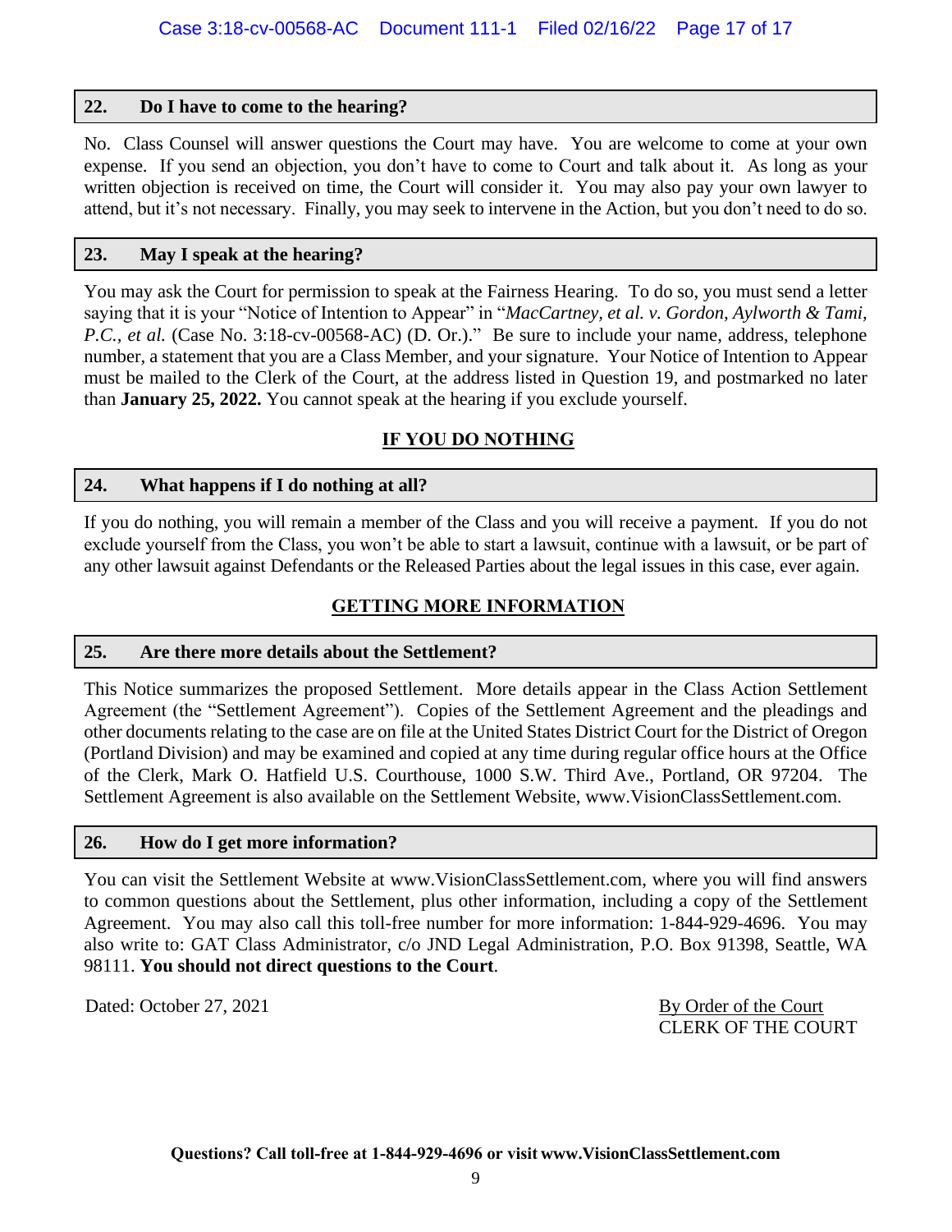### 22. Do I have to come to the hearing?

No. Class Counsel will answer questions the Court may have. You are welcome to come at your own expense. If you send an objection, you don't have to come to Court and talk about it. As long as your written objection is received on time, the Court will consider it. You may also pay your own lawyer to attend, but it's not necessary. Finally, you may seek to intervene in the Action, but you don't need to do so.

### 23. May I speak at the hearing?

You may ask the Court for permission to speak at the Fairness Hearing. To do so, you must send a letter saying that it is your "Notice of Intention to Appear" in "*MacCartney, et al. v. Gordon, Aylworth & Tami, P.C., et al.* (Case No. 3:18-cv-00568-AC) (D. Or.)." Be sure to include your name, address, telephone number, a statement that you are a Class Member, and your signature. Your Notice of Intention to Appear must be mailed to the Clerk of the Court, at the address listed in Question 19, and postmarked no later than **January 25, 2022.** You cannot speak at the hearing if you exclude yourself.

## IF YOU DO NOTHING

### 24. What happens if I do nothing at all?

If you do nothing, you will remain a member of the Class and you will receive a payment. If you do not exclude yourself from the Class, you won't be able to start a lawsuit, continue with a lawsuit, or be part of any other lawsuit against Defendants or the Released Parties about the legal issues in this case, ever again.

## GETTING MORE INFORMATION

### 25. Are there more details about the Settlement?

This Notice summarizes the proposed Settlement. More details appear in the Class Action Settlement Agreement (the "Settlement Agreement"). Copies of the Settlement Agreement and the pleadings and other documents relating to the case are on file at the United States District Court for the District of Oregon (Portland Division) and may be examined and copied at any time during regular office hours at the Office of the Clerk, Mark O. Hatfield U.S. Courthouse, 1000 S.W. Third Ave., Portland, OR 97204. The Settlement Agreement is also available on the Settlement Website, www.VisionClassSettlement.com.

### 26. How do I get more information?

You can visit the Settlement Website at www.VisionClassSettlement.com, where you will find answers to common questions about the Settlement, plus other information, including a copy of the Settlement Agreement. You may also call this toll-free number for more information: 1-844-929-4696. You may also write to: GAT Class Administrator, c/o JND Legal Administration, P.O. Box 91398, Seattle, WA 98111. **You should not direct questions to the Court**.

Dated: October 27, 2021

By Order of the Court
CLERK OF THE COURT

**Questions? Call toll-free at 1-844-929-4696 or visit www.VisionClassSettlement.com**